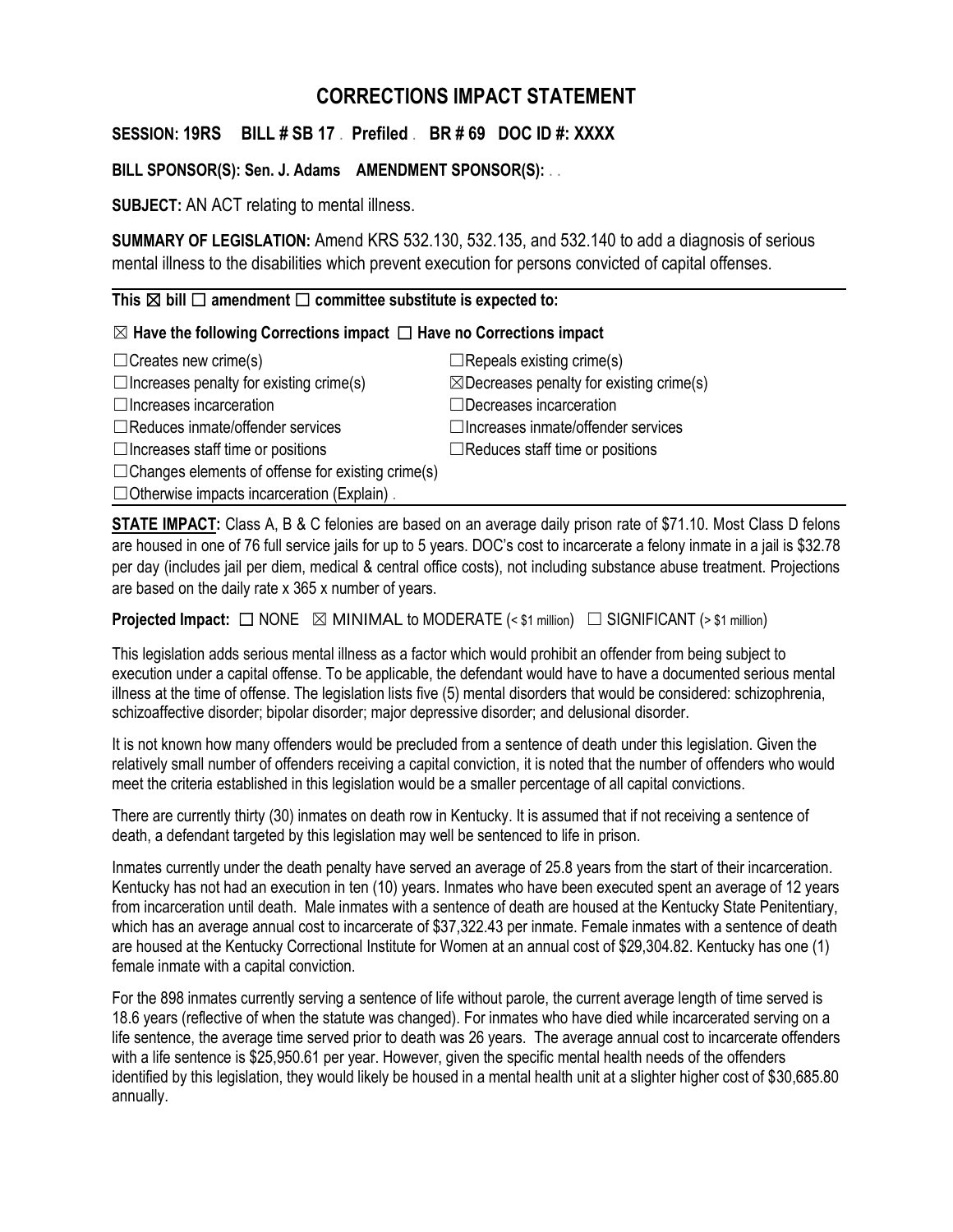# CORRECTIONS IMPACT STATEMENT

**SESSION: 19RS BILL # SB 17 . Prefiled . BR # 69 DOC ID #: XXXX**

**BILL SPONSOR(S): Sen. J. Adams AMENDMENT SPONSOR(S):** . .

**SUBJECT:** AN ACT relating to mental illness.

**SUMMARY OF LEGISLATION:** Amend KRS 532.130, 532.135, and 532.140 to add a diagnosis of serious mental illness to the disabilities which prevent execution for persons convicted of capital offenses.

**This ☒ bill ☐ amendment ☐ committee substitute is expected to:**

**☒ Have the following Corrections impact ☐ Have no Corrections impact**

| | |
|---|---|
| ☐Creates new crime(s) | ☐Repeals existing crime(s) |
| ☐Increases penalty for existing crime(s) | ☒Decreases penalty for existing crime(s) |
| ☐Increases incarceration | ☐Decreases incarceration |
| ☐Reduces inmate/offender services | ☐Increases inmate/offender services |
| ☐Increases staff time or positions | ☐Reduces staff time or positions |
| ☐Changes elements of offense for existing crime(s) | |
| ☐Otherwise impacts incarceration (Explain) . | |

**STATE IMPACT:** Class A, B & C felonies are based on an average daily prison rate of $71.10. Most Class D felons are housed in one of 76 full service jails for up to 5 years. DOC's cost to incarcerate a felony inmate in a jail is $32.78 per day (includes jail per diem, medical & central office costs), not including substance abuse treatment. Projections are based on the daily rate x 365 x number of years.

**Projected Impact:** ☐ NONE ☒ MINIMAL to MODERATE (< $1 million) ☐ SIGNIFICANT (> $1 million)

This legislation adds serious mental illness as a factor which would prohibit an offender from being subject to execution under a capital offense. To be applicable, the defendant would have to have a documented serious mental illness at the time of offense. The legislation lists five (5) mental disorders that would be considered: schizophrenia, schizoaffective disorder; bipolar disorder; major depressive disorder; and delusional disorder.

It is not known how many offenders would be precluded from a sentence of death under this legislation. Given the relatively small number of offenders receiving a capital conviction, it is noted that the number of offenders who would meet the criteria established in this legislation would be a smaller percentage of all capital convictions.

There are currently thirty (30) inmates on death row in Kentucky. It is assumed that if not receiving a sentence of death, a defendant targeted by this legislation may well be sentenced to life in prison.

Inmates currently under the death penalty have served an average of 25.8 years from the start of their incarceration. Kentucky has not had an execution in ten (10) years. Inmates who have been executed spent an average of 12 years from incarceration until death. Male inmates with a sentence of death are housed at the Kentucky State Penitentiary, which has an average annual cost to incarcerate of $37,322.43 per inmate. Female inmates with a sentence of death are housed at the Kentucky Correctional Institute for Women at an annual cost of $29,304.82. Kentucky has one (1) female inmate with a capital conviction.

For the 898 inmates currently serving a sentence of life without parole, the current average length of time served is 18.6 years (reflective of when the statute was changed). For inmates who have died while incarcerated serving on a life sentence, the average time served prior to death was 26 years. The average annual cost to incarcerate offenders with a life sentence is $25,950.61 per year. However, given the specific mental health needs of the offenders identified by this legislation, they would likely be housed in a mental health unit at a slighter higher cost of $30,685.80 annually.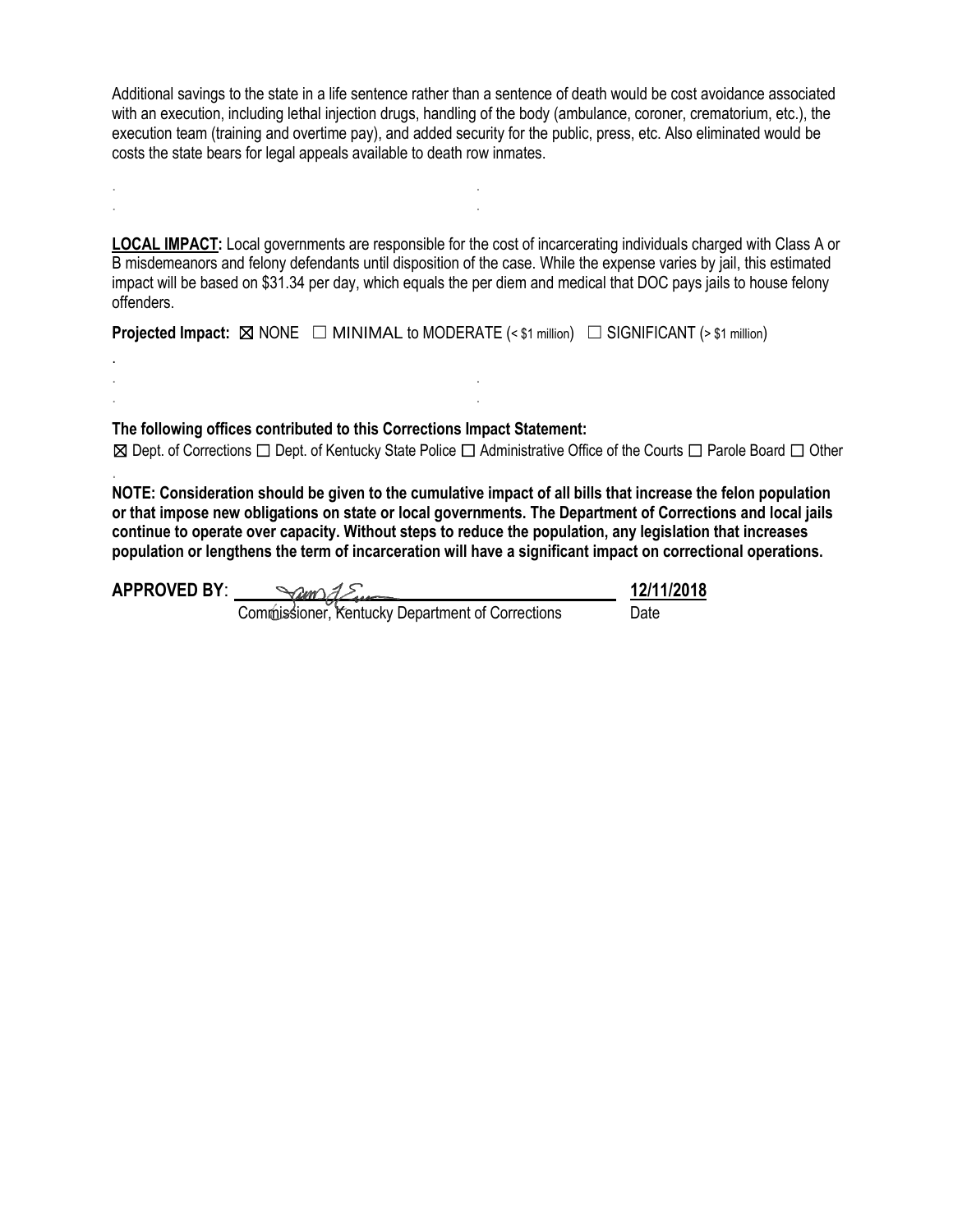Additional savings to the state in a life sentence rather than a sentence of death would be cost avoidance associated with an execution, including lethal injection drugs, handling of the body (ambulance, coroner, crematorium, etc.), the execution team (training and overtime pay), and added security for the public, press, etc. Also eliminated would be costs the state bears for legal appeals available to death row inmates.

**LOCAL IMPACT:** Local governments are responsible for the cost of incarcerating individuals charged with Class A or B misdemeanors and felony defendants until disposition of the case. While the expense varies by jail, this estimated impact will be based on $31.34 per day, which equals the per diem and medical that DOC pays jails to house felony offenders.

**Projected Impact:** ☒ NONE ☐ MINIMAL to MODERATE (< $1 million) ☐ SIGNIFICANT (> $1 million)

**The following offices contributed to this Corrections Impact Statement:**

☒ Dept. of Corrections ☐ Dept. of Kentucky State Police ☐ Administrative Office of the Courts ☐ Parole Board ☐ Other

**NOTE: Consideration should be given to the cumulative impact of all bills that increase the felon population or that impose new obligations on state or local governments. The Department of Corrections and local jails continue to operate over capacity. Without steps to reduce the population, any legislation that increases population or lengthens the term of incarceration will have a significant impact on correctional operations.**

**APPROVED BY**: ______________________________ **12/11/2018**

Commissioner, Kentucky Department of Corrections Date